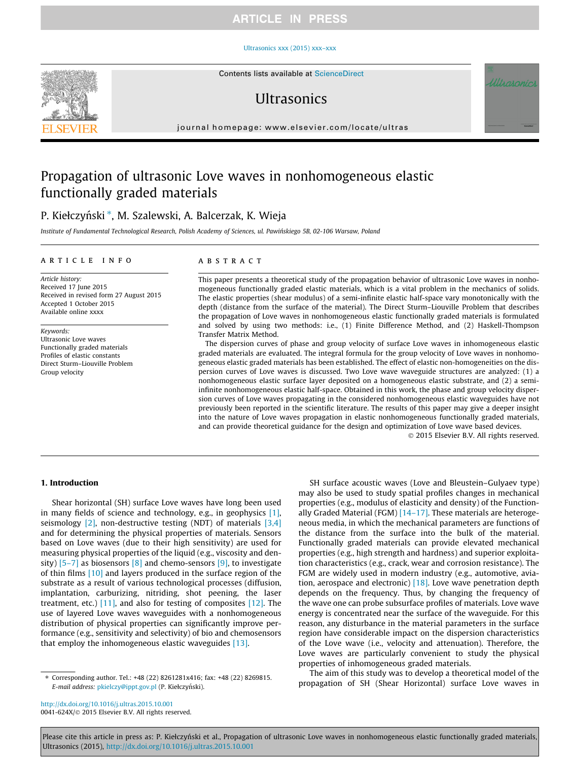# Propagation of ultrasonic Love waves in nonhomogeneous elastic functionally graded materials

P. Kiełczyński *, M. Szalewski, A. Balcerzak, K. Wieja

*Institute of Fundamental Technological Research, Polish Academy of Sciences, ul. Pawińskiego 5B, 02-106 Warsaw, Poland*

## ARTICLE INFO

*Article history:*
Received 17 June 2015
Received in revised form 27 August 2015
Accepted 1 October 2015
Available online xxxx

*Keywords:*
Ultrasonic Love waves
Functionally graded materials
Profiles of elastic constants
Direct Sturm–Liouville Problem
Group velocity

## ABSTRACT

This paper presents a theoretical study of the propagation behavior of ultrasonic Love waves in nonhomogeneous functionally graded elastic materials, which is a vital problem in the mechanics of solids. The elastic properties (shear modulus) of a semi-infinite elastic half-space vary monotonically with the depth (distance from the surface of the material). The Direct Sturm–Liouville Problem that describes the propagation of Love waves in nonhomogeneous elastic functionally graded materials is formulated and solved by using two methods: i.e., (1) Finite Difference Method, and (2) Haskell-Thompson Transfer Matrix Method.

The dispersion curves of phase and group velocity of surface Love waves in inhomogeneous elastic graded materials are evaluated. The integral formula for the group velocity of Love waves in nonhomogeneous elastic graded materials has been established. The effect of elastic non-homogeneities on the dispersion curves of Love waves is discussed. Two Love wave waveguide structures are analyzed: (1) a nonhomogeneous elastic surface layer deposited on a homogeneous elastic substrate, and (2) a semi-infinite nonhomogeneous elastic half-space. Obtained in this work, the phase and group velocity dispersion curves of Love waves propagating in the considered nonhomogeneous elastic waveguides have not previously been reported in the scientific literature. The results of this paper may give a deeper insight into the nature of Love waves propagation in elastic nonhomogeneous functionally graded materials, and can provide theoretical guidance for the design and optimization of Love wave based devices.

© 2015 Elsevier B.V. All rights reserved.

## 1. Introduction

Shear horizontal (SH) surface Love waves have long been used in many fields of science and technology, e.g., in geophysics [1], seismology [2], non-destructive testing (NDT) of materials [3,4] and for determining the physical properties of materials. Sensors based on Love waves (due to their high sensitivity) are used for measuring physical properties of the liquid (e.g., viscosity and density) [5–7] as biosensors [8] and chemo-sensors [9], to investigate of thin films [10] and layers produced in the surface region of the substrate as a result of various technological processes (diffusion, implantation, carburizing, nitriding, shot peening, the laser treatment, etc.) [11], and also for testing of composites [12]. The use of layered Love waves waveguides with a nonhomogeneous distribution of physical properties can significantly improve performance (e.g., sensitivity and selectivity) of bio and chemosensors that employ the inhomogeneous elastic waveguides [13].

SH surface acoustic waves (Love and Bleustein–Gulyaev type) may also be used to study spatial profiles changes in mechanical properties (e.g., modulus of elasticity and density) of the Functionally Graded Material (FGM) [14–17]. These materials are heterogeneous media, in which the mechanical parameters are functions of the distance from the surface into the bulk of the material. Functionally graded materials can provide elevated mechanical properties (e.g., high strength and hardness) and superior exploitation characteristics (e.g., crack, wear and corrosion resistance). The FGM are widely used in modern industry (e.g., automotive, aviation, aerospace and electronic) [18]. Love wave penetration depth depends on the frequency. Thus, by changing the frequency of the wave one can probe subsurface profiles of materials. Love wave energy is concentrated near the surface of the waveguide. For this reason, any disturbance in the material parameters in the surface region have considerable impact on the dispersion characteristics of the Love wave (i.e., velocity and attenuation). Therefore, the Love waves are particularly convenient to study the physical properties of inhomogeneous graded materials.

The aim of this study was to develop a theoretical model of the propagation of SH (Shear Horizontal) surface Love waves in

---

\* Corresponding author. Tel.: +48 (22) 8261281x416; fax: +48 (22) 8269815.
*E-mail address:* pkielczy@ippt.gov.pl (P. Kiełczyński).

http://dx.doi.org/10.1016/j.ultras.2015.10.001
0041-624X/© 2015 Elsevier B.V. All rights reserved.

Please cite this article in press as: P. Kiełczyński et al., Propagation of ultrasonic Love waves in nonhomogeneous elastic functionally graded materials, Ultrasonics (2015), http://dx.doi.org/10.1016/j.ultras.2015.10.001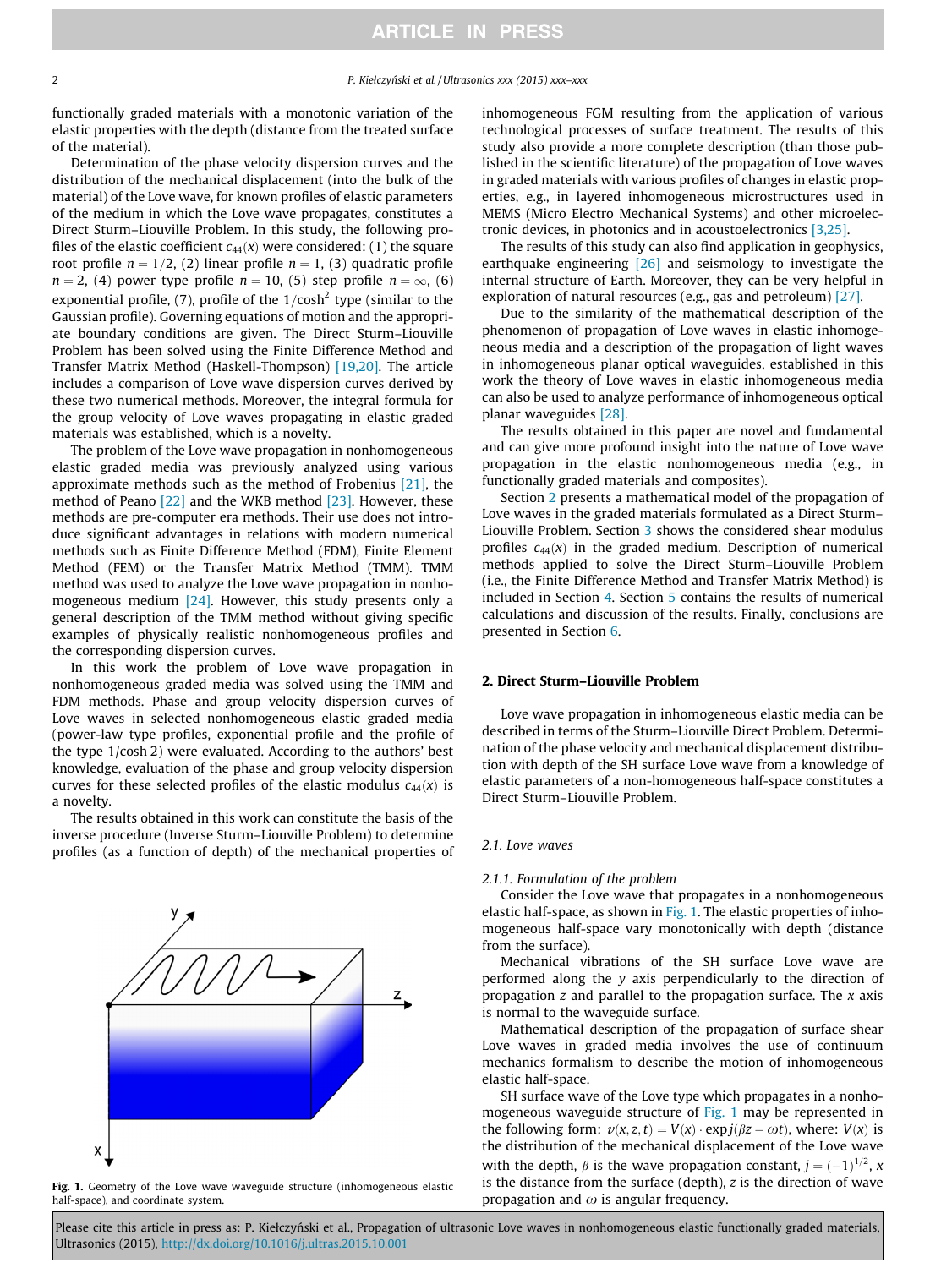functionally graded materials with a monotonic variation of the elastic properties with the depth (distance from the treated surface of the material).

Determination of the phase velocity dispersion curves and the distribution of the mechanical displacement (into the bulk of the material) of the Love wave, for known profiles of elastic parameters of the medium in which the Love wave propagates, constitutes a Direct Sturm–Liouville Problem. In this study, the following profiles of the elastic coefficient $c_{44}(x)$ were considered: (1) the square root profile $n = 1/2$, (2) linear profile $n = 1$, (3) quadratic profile $n = 2$, (4) power type profile $n = 10$, (5) step profile $n = \infty$, (6) exponential profile, (7), profile of the $1/\cosh^2$ type (similar to the Gaussian profile). Governing equations of motion and the appropriate boundary conditions are given. The Direct Sturm–Liouville Problem has been solved using the Finite Difference Method and Transfer Matrix Method (Haskell-Thompson) [19,20]. The article includes a comparison of Love wave dispersion curves derived by these two numerical methods. Moreover, the integral formula for the group velocity of Love waves propagating in elastic graded materials was established, which is a novelty.

The problem of the Love wave propagation in nonhomogeneous elastic graded media was previously analyzed using various approximate methods such as the method of Frobenius [21], the method of Peano [22] and the WKB method [23]. However, these methods are pre-computer era methods. Their use does not introduce significant advantages in relations with modern numerical methods such as Finite Difference Method (FDM), Finite Element Method (FEM) or the Transfer Matrix Method (TMM). TMM method was used to analyze the Love wave propagation in nonhomogeneous medium [24]. However, this study presents only a general description of the TMM method without giving specific examples of physically realistic nonhomogeneous profiles and the corresponding dispersion curves.

In this work the problem of Love wave propagation in nonhomogeneous graded media was solved using the TMM and FDM methods. Phase and group velocity dispersion curves of Love waves in selected nonhomogeneous elastic graded media (power-law type profiles, exponential profile and the profile of the type 1/cosh 2) were evaluated. According to the authors' best knowledge, evaluation of the phase and group velocity dispersion curves for these selected profiles of the elastic modulus $c_{44}(x)$ is a novelty.

The results obtained in this work can constitute the basis of the inverse procedure (Inverse Sturm–Liouville Problem) to determine profiles (as a function of depth) of the mechanical properties of inhomogeneous FGM resulting from the application of various technological processes of surface treatment. The results of this study also provide a more complete description (than those published in the scientific literature) of the propagation of Love waves in graded materials with various profiles of changes in elastic properties, e.g., in layered inhomogeneous microstructures used in MEMS (Micro Electro Mechanical Systems) and other microelectronic devices, in photonics and in acoustoelectronics [3,25].

The results of this study can also find application in geophysics, earthquake engineering [26] and seismology to investigate the internal structure of Earth. Moreover, they can be very helpful in exploration of natural resources (e.g., gas and petroleum) [27].

Due to the similarity of the mathematical description of the phenomenon of propagation of Love waves in elastic inhomogeneous media and a description of the propagation of light waves in inhomogeneous planar optical waveguides, established in this work the theory of Love waves in elastic inhomogeneous media can also be used to analyze performance of inhomogeneous optical planar waveguides [28].

The results obtained in this paper are novel and fundamental and can give more profound insight into the nature of Love wave propagation in the elastic nonhomogeneous media (e.g., in functionally graded materials and composites).

Section 2 presents a mathematical model of the propagation of Love waves in the graded materials formulated as a Direct Sturm–Liouville Problem. Section 3 shows the considered shear modulus profiles $c_{44}(x)$ in the graded medium. Description of numerical methods applied to solve the Direct Sturm–Liouville Problem (i.e., the Finite Difference Method and Transfer Matrix Method) is included in Section 4. Section 5 contains the results of numerical calculations and discussion of the results. Finally, conclusions are presented in Section 6.

## 2. Direct Sturm–Liouville Problem

Love wave propagation in inhomogeneous elastic media can be described in terms of the Sturm–Liouville Direct Problem. Determination of the phase velocity and mechanical displacement distribution with depth of the SH surface Love wave from a knowledge of elastic parameters of a non-homogeneous half-space constitutes a Direct Sturm–Liouville Problem.

### 2.1. Love waves

#### 2.1.1. Formulation of the problem

Consider the Love wave that propagates in a nonhomogeneous elastic half-space, as shown in Fig. 1. The elastic properties of inhomogeneous half-space vary monotonically with depth (distance from the surface).

Mechanical vibrations of the SH surface Love wave are performed along the $y$ axis perpendicularly to the direction of propagation $z$ and parallel to the propagation surface. The $x$ axis is normal to the waveguide surface.

Mathematical description of the propagation of surface shear Love waves in graded media involves the use of continuum mechanics formalism to describe the motion of inhomogeneous elastic half-space.

SH surface wave of the Love type which propagates in a nonhomogeneous waveguide structure of Fig. 1 may be represented in the following form: $v(x, z, t) = V(x) \cdot \exp j(\beta z - \omega t)$, where: $V(x)$ is the distribution of the mechanical displacement of the Love wave with the depth, $\beta$ is the wave propagation constant, $j = (-1)^{1/2}$, $x$ is the distance from the surface (depth), $z$ is the direction of wave propagation and $\omega$ is angular frequency.

Fig. 1. Geometry of the Love wave waveguide structure (inhomogeneous elastic half-space), and coordinate system.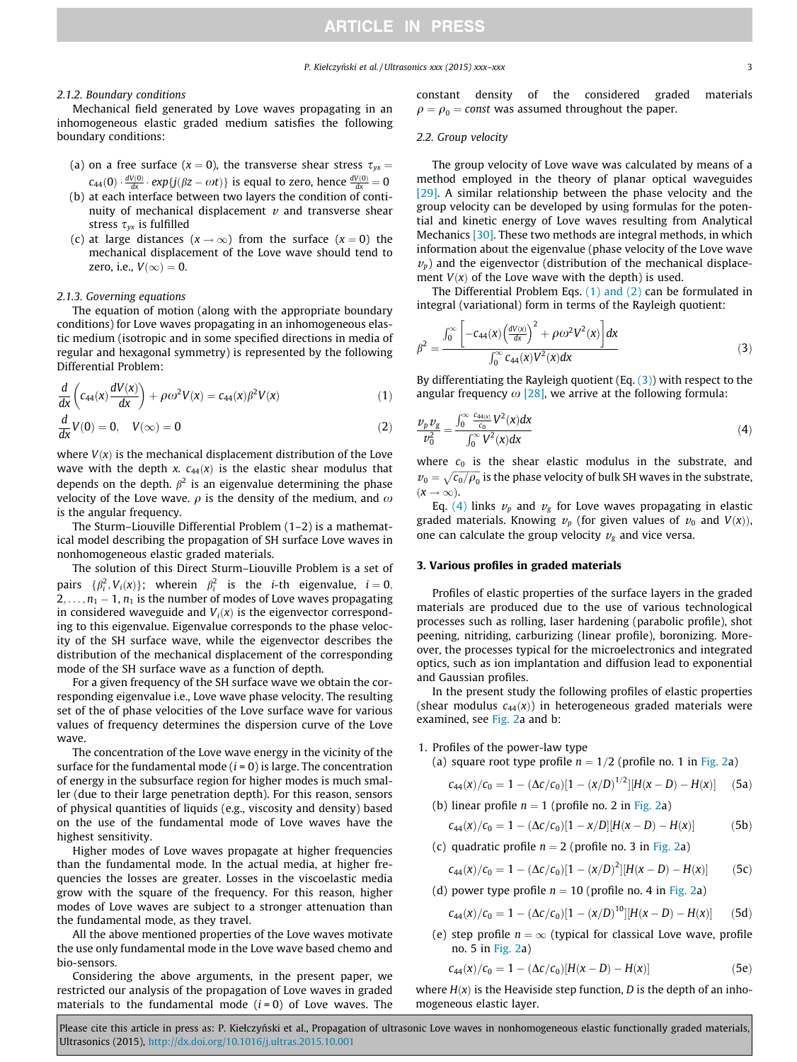#### 2.1.2. Boundary conditions

Mechanical field generated by Love waves propagating in an inhomogeneous elastic graded medium satisfies the following boundary conditions:

(a) on a free surface ($x = 0$), the transverse shear stress $\tau_{yx} = c_{44}(0) \cdot \frac{dV(0)}{dx} \cdot exp\{j(\beta z - \omega t)\}$ is equal to zero, hence $\frac{dV(0)}{dx} = 0$
(b) at each interface between two layers the condition of continuity of mechanical displacement $v$ and transverse shear stress $\tau_{yx}$ is fulfilled
(c) at large distances ($x \to \infty$) from the surface ($x = 0$) the mechanical displacement of the Love wave should tend to zero, i.e., $V(\infty) = 0$.

#### 2.1.3. Governing equations

The equation of motion (along with the appropriate boundary conditions) for Love waves propagating in an inhomogeneous elastic medium (isotropic and in some specified directions in media of regular and hexagonal symmetry) is represented by the following Differential Problem:

$$\frac{d}{dx}\left(c_{44}(x)\frac{dV(x)}{dx}\right) + \rho\omega^2 V(x) = c_{44}(x)\beta^2 V(x) \tag{1}$$

$$\frac{d}{dx}V(0) = 0, \quad V(\infty) = 0 \tag{2}$$

where $V(x)$ is the mechanical displacement distribution of the Love wave with the depth $x$. $c_{44}(x)$ is the elastic shear modulus that depends on the depth. $\beta^2$ is an eigenvalue determining the phase velocity of the Love wave. $\rho$ is the density of the medium, and $\omega$ is the angular frequency.

The Sturm–Liouville Differential Problem (1–2) is a mathematical model describing the propagation of SH surface Love waves in nonhomogeneous elastic graded materials.

The solution of this Direct Sturm–Liouville Problem is a set of pairs $\{\beta_i^2, V_i(x)\}$; wherein $\beta_i^2$ is the $i$-th eigenvalue, $i = 0, 2, \ldots, n_1 - 1$, $n_1$ is the number of modes of Love waves propagating in considered waveguide and $V_i(x)$ is the eigenvector corresponding to this eigenvalue. Eigenvalue corresponds to the phase velocity of the SH surface wave, while the eigenvector describes the distribution of the mechanical displacement of the corresponding mode of the SH surface wave as a function of depth.

For a given frequency of the SH surface wave we obtain the corresponding eigenvalue i.e., Love wave phase velocity. The resulting set of the of phase velocities of the Love surface wave for various values of frequency determines the dispersion curve of the Love wave.

The concentration of the Love wave energy in the vicinity of the surface for the fundamental mode ($i = 0$) is large. The concentration of energy in the subsurface region for higher modes is much smaller (due to their large penetration depth). For this reason, sensors of physical quantities of liquids (e.g., viscosity and density) based on the use of the fundamental mode of Love waves have the highest sensitivity.

Higher modes of Love waves propagate at higher frequencies than the fundamental mode. In the actual media, at higher frequencies the losses are greater. Losses in the viscoelastic media grow with the square of the frequency. For this reason, higher modes of Love waves are subject to a stronger attenuation than the fundamental mode, as they travel.

All the above mentioned properties of the Love waves motivate the use only fundamental mode in the Love wave based chemo and bio-sensors.

Considering the above arguments, in the present paper, we restricted our analysis of the propagation of Love waves in graded materials to the fundamental mode ($i = 0$) of Love waves. The constant density of the considered graded materials $\rho = \rho_0 = const$ was assumed throughout the paper.

### 2.2. Group velocity

The group velocity of Love wave was calculated by means of a method employed in the theory of planar optical waveguides [29]. A similar relationship between the phase velocity and the group velocity can be developed by using formulas for the potential and kinetic energy of Love waves resulting from Analytical Mechanics [30]. These two methods are integral methods, in which information about the eigenvalue (phase velocity of the Love wave $v_p$) and the eigenvector (distribution of the mechanical displacement $V(x)$ of the Love wave with the depth) is used.

The Differential Problem Eqs. (1) and (2) can be formulated in integral (variational) form in terms of the Rayleigh quotient:

$$\beta^2 = \frac{\int_0^\infty \left[-c_{44}(x)\left(\frac{dV(x)}{dx}\right)^2 + \rho\omega^2 V^2(x)\right]dx}{\int_0^\infty c_{44}(x)V^2(x)dx} \tag{3}$$

By differentiating the Rayleigh quotient (Eq. (3)) with respect to the angular frequency $\omega$ [28], we arrive at the following formula:

$$\frac{v_p v_g}{v_0^2} = \frac{\int_0^\infty \frac{c_{44}(x)}{c_0} V^2(x)dx}{\int_0^\infty V^2(x)dx} \tag{4}$$

where $c_0$ is the shear elastic modulus in the substrate, and $v_0 = \sqrt{c_0/\rho_0}$ is the phase velocity of bulk SH waves in the substrate, ($x \to \infty$).

Eq. (4) links $v_p$ and $v_g$ for Love waves propagating in elastic graded materials. Knowing $v_p$ (for given values of $v_0$ and $V(x)$), one can calculate the group velocity $v_g$ and vice versa.

## 3. Various profiles in graded materials

Profiles of elastic properties of the surface layers in the graded materials are produced due to the use of various technological processes such as rolling, laser hardening (parabolic profile), shot peening, nitriding, carburizing (linear profile), boronizing. Moreover, the processes typical for the microelectronics and integrated optics, such as ion implantation and diffusion lead to exponential and Gaussian profiles.

In the present study the following profiles of elastic properties (shear modulus $c_{44}(x)$) in heterogeneous graded materials were examined, see Fig. 2a and b:

1. Profiles of the power-law type
   (a) square root type profile $n = 1/2$ (profile no. 1 in Fig. 2a)

$$c_{44}(x)/c_0 = 1 - (\Delta c/c_0)[1 - (x/D)^{1/2}][H(x - D) - H(x)] \tag{5a}$$

   (b) linear profile $n = 1$ (profile no. 2 in Fig. 2a)

$$c_{44}(x)/c_0 = 1 - (\Delta c/c_0)[1 - x/D][H(x - D) - H(x)] \tag{5b}$$

   (c) quadratic profile $n = 2$ (profile no. 3 in Fig. 2a)

$$c_{44}(x)/c_0 = 1 - (\Delta c/c_0)[1 - (x/D)^2][H(x - D) - H(x)] \tag{5c}$$

   (d) power type profile $n = 10$ (profile no. 4 in Fig. 2a)

$$c_{44}(x)/c_0 = 1 - (\Delta c/c_0)[1 - (x/D)^{10}][H(x - D) - H(x)] \tag{5d}$$

   (e) step profile $n = \infty$ (typical for classical Love wave, profile no. 5 in Fig. 2a)

$$c_{44}(x)/c_0 = 1 - (\Delta c/c_0)[H(x - D) - H(x)] \tag{5e}$$

where $H(x)$ is the Heaviside step function, $D$ is the depth of an inhomogeneous elastic layer.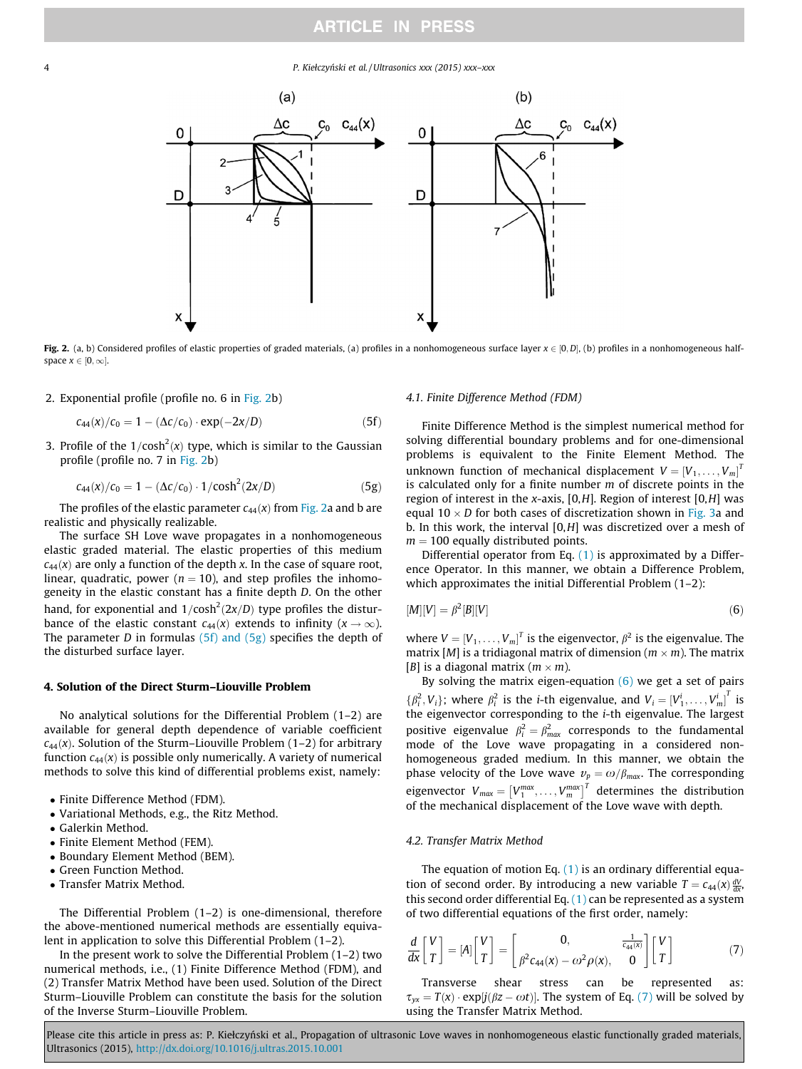**Fig. 2.** (a, b) Considered profiles of elastic properties of graded materials, (a) profiles in a nonhomogeneous surface layer $x \in [0, D]$, (b) profiles in a nonhomogeneous half-space $x \in [0, \infty]$.

2. Exponential profile (profile no. 6 in Fig. 2b)

$$c_{44}(x)/c_0 = 1 - (\Delta c/c_0) \cdot \exp(-2x/D) \tag{5f}$$

3. Profile of the $1/\cosh^2(x)$ type, which is similar to the Gaussian profile (profile no. 7 in Fig. 2b)

$$c_{44}(x)/c_0 = 1 - (\Delta c/c_0) \cdot 1/\cosh^2(2x/D) \tag{5g}$$

The profiles of the elastic parameter $c_{44}(x)$ from Fig. 2a and b are realistic and physically realizable.

The surface SH Love wave propagates in a nonhomogeneous elastic graded material. The elastic properties of this medium $c_{44}(x)$ are only a function of the depth $x$. In the case of square root, linear, quadratic, power ($n = 10$), and step profiles the inhomogeneity in the elastic constant has a finite depth $D$. On the other hand, for exponential and $1/\cosh^2(2x/D)$ type profiles the disturbance of the elastic constant $c_{44}(x)$ extends to infinity ($x \to \infty$). The parameter $D$ in formulas (5f) and (5g) specifies the depth of the disturbed surface layer.

## 4. Solution of the Direct Sturm–Liouville Problem

No analytical solutions for the Differential Problem (1–2) are available for general depth dependence of variable coefficient $c_{44}(x)$. Solution of the Sturm–Liouville Problem (1–2) for arbitrary function $c_{44}(x)$ is possible only numerically. A variety of numerical methods to solve this kind of differential problems exist, namely:

- Finite Difference Method (FDM).
- Variational Methods, e.g., the Ritz Method.
- Galerkin Method.
- Finite Element Method (FEM).
- Boundary Element Method (BEM).
- Green Function Method.
- Transfer Matrix Method.

The Differential Problem (1–2) is one-dimensional, therefore the above-mentioned numerical methods are essentially equivalent in application to solve this Differential Problem (1–2).

In the present work to solve the Differential Problem (1–2) two numerical methods, i.e., (1) Finite Difference Method (FDM), and (2) Transfer Matrix Method have been used. Solution of the Direct Sturm–Liouville Problem can constitute the basis for the solution of the Inverse Sturm–Liouville Problem.

### 4.1. Finite Difference Method (FDM)

Finite Difference Method is the simplest numerical method for solving differential boundary problems and for one-dimensional problems is equivalent to the Finite Element Method. The unknown function of mechanical displacement $V = [V_1, \ldots, V_m]^T$ is calculated only for a finite number $m$ of discrete points in the region of interest in the $x$-axis, $[0, H]$. Region of interest $[0, H]$ was equal $10 \times D$ for both cases of discretization shown in Fig. 3a and b. In this work, the interval $[0, H]$ was discretized over a mesh of $m = 100$ equally distributed points.

Differential operator from Eq. (1) is approximated by a Difference Operator. In this manner, we obtain a Difference Problem, which approximates the initial Differential Problem (1–2):

$$[M][V] = \beta^2 [B][V] \tag{6}$$

where $V = [V_1, \ldots, V_m]^T$ is the eigenvector, $\beta^2$ is the eigenvalue. The matrix $[M]$ is a tridiagonal matrix of dimension ($m \times m$). The matrix $[B]$ is a diagonal matrix ($m \times m$).

By solving the matrix eigen-equation (6) we get a set of pairs $\{\beta_i^2, V_i\}$; where $\beta_i^2$ is the $i$-th eigenvalue, and $V_i = [V_1^i, \ldots, V_m^i]^T$ is the eigenvector corresponding to the $i$-th eigenvalue. The largest positive eigenvalue $\beta_i^2 = \beta_{max}^2$ corresponds to the fundamental mode of the Love wave propagating in a considered nonhomogeneous graded medium. In this manner, we obtain the phase velocity of the Love wave $v_p = \omega/\beta_{max}$. The corresponding eigenvector $V_{max} = [V_1^{max}, \ldots, V_m^{max}]^T$ determines the distribution of the mechanical displacement of the Love wave with depth.

### 4.2. Transfer Matrix Method

The equation of motion Eq. (1) is an ordinary differential equation of second order. By introducing a new variable $T = c_{44}(x)\frac{dV}{dx}$, this second order differential Eq. (1) can be represented as a system of two differential equations of the first order, namely:

$$\frac{d}{dx}\begin{bmatrix} V \\ T \end{bmatrix} = [A]\begin{bmatrix} V \\ T \end{bmatrix} = \begin{bmatrix} 0, & \frac{1}{c_{44}(x)} \\ \beta^2 c_{44}(x) - \omega^2 \rho(x), & 0 \end{bmatrix}\begin{bmatrix} V \\ T \end{bmatrix} \tag{7}$$

Transverse shear stress can be represented as: $\tau_{yx} = T(x) \cdot \exp[j(\beta z - \omega t)]$. The system of Eq. (7) will be solved by using the Transfer Matrix Method.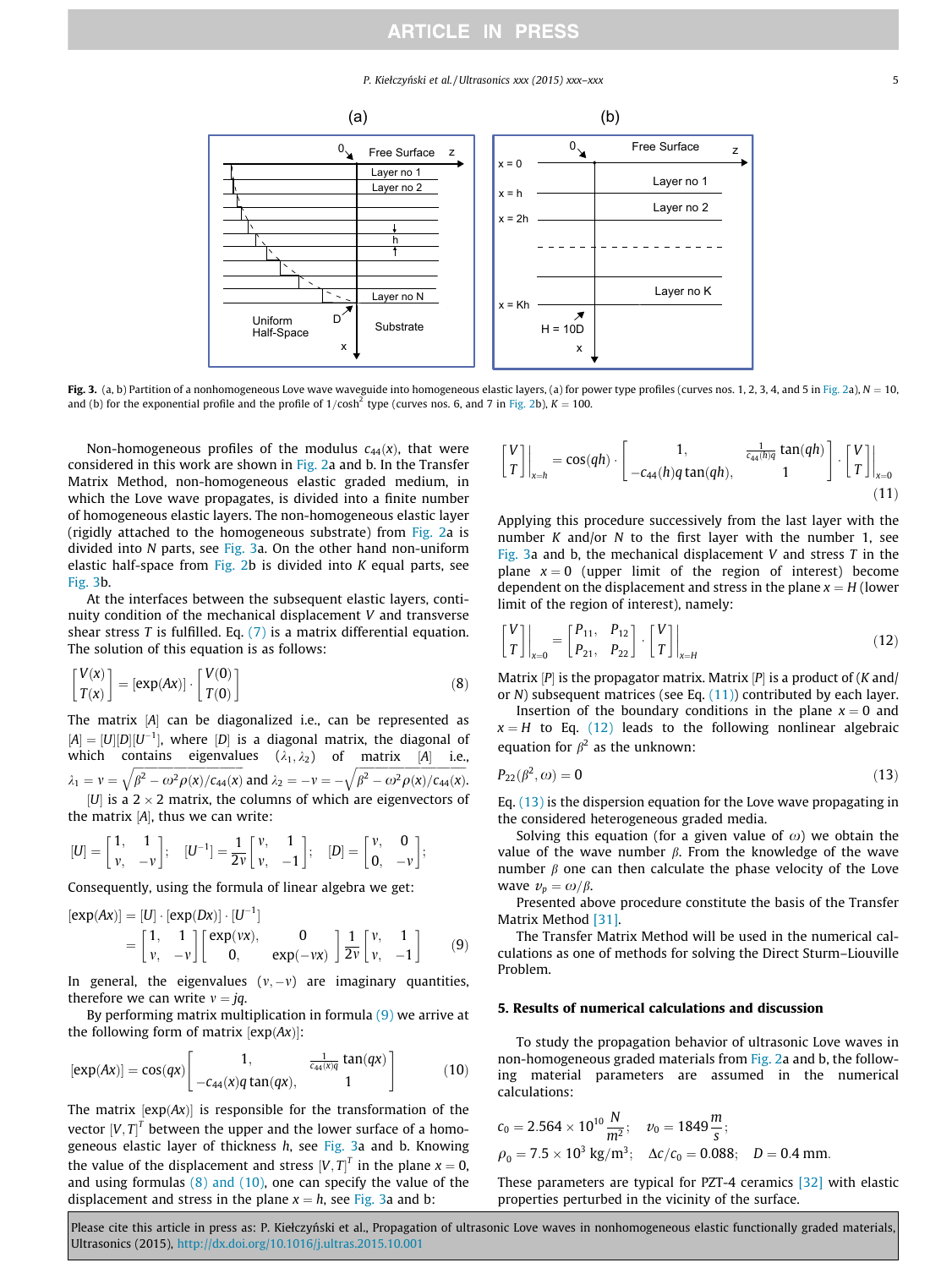**Fig. 3.** (a, b) Partition of a nonhomogeneous Love wave waveguide into homogeneous elastic layers, (a) for power type profiles (curves nos. 1, 2, 3, 4, and 5 in Fig. 2a), $N = 10$, and (b) for the exponential profile and the profile of $1/\cosh^2$ type (curves nos. 6, and 7 in Fig. 2b), $K = 100$.

Non-homogeneous profiles of the modulus $c_{44}(x)$, that were considered in this work are shown in Fig. 2a and b. In the Transfer Matrix Method, non-homogeneous elastic graded medium, in which the Love wave propagates, is divided into a finite number of homogeneous elastic layers. The non-homogeneous elastic layer (rigidly attached to the homogeneous substrate) from Fig. 2a is divided into $N$ parts, see Fig. 3a. On the other hand non-uniform elastic half-space from Fig. 2b is divided into $K$ equal parts, see Fig. 3b.

At the interfaces between the subsequent elastic layers, continuity condition of the mechanical displacement $V$ and transverse shear stress $T$ is fulfilled. Eq. (7) is a matrix differential equation. The solution of this equation is as follows:

$$\begin{bmatrix} V(x) \\ T(x) \end{bmatrix} = [\exp(Ax)] \cdot \begin{bmatrix} V(0) \\ T(0) \end{bmatrix} \tag{8}$$

The matrix $[A]$ can be diagonalized i.e., can be represented as $[A] = [U][D][U^{-1}]$, where $[D]$ is a diagonal matrix, the diagonal of which contains eigenvalues $(\lambda_1, \lambda_2)$ of matrix $[A]$ i.e., $\lambda_1 = v = \sqrt{\beta^2 - \omega^2\rho(x)/c_{44}(x)}$ and $\lambda_2 = -v = -\sqrt{\beta^2 - \omega^2\rho(x)/c_{44}(x)}$.

$[U]$ is a $2 \times 2$ matrix, the columns of which are eigenvectors of the matrix $[A]$, thus we can write:

$$[U] = \begin{bmatrix} 1, & 1 \\ v, & -v \end{bmatrix}; \quad [U^{-1}] = \frac{1}{2v}\begin{bmatrix} v, & 1 \\ v, & -1 \end{bmatrix}; \quad [D] = \begin{bmatrix} v, & 0 \\ 0, & -v \end{bmatrix};$$

Consequently, using the formula of linear algebra we get:

$$\begin{aligned}[\exp(Ax)] &= [U] \cdot [\exp(Dx)] \cdot [U^{-1}] \\ &= \begin{bmatrix} 1, & 1 \\ v, & -v \end{bmatrix} \begin{bmatrix} \exp(vx), & 0 \\ 0, & \exp(-vx) \end{bmatrix} \frac{1}{2v} \begin{bmatrix} v, & 1 \\ v, & -1 \end{bmatrix}\end{aligned} \tag{9}$$

In general, the eigenvalues $(v, -v)$ are imaginary quantities, therefore we can write $v = jq$.

By performing matrix multiplication in formula (9) we arrive at the following form of matrix $[\exp(Ax)]$:

$$[\exp(Ax)] = \cos(qx) \begin{bmatrix} 1, & \frac{1}{c_{44}(x)q}\tan(qx) \\ -c_{44}(x)q\tan(qx), & 1 \end{bmatrix} \tag{10}$$

The matrix $[\exp(Ax)]$ is responsible for the transformation of the vector $[V, T]^T$ between the upper and the lower surface of a homogeneous elastic layer of thickness $h$, see Fig. 3a and b. Knowing the value of the displacement and stress $[V, T]^T$ in the plane $x = 0$, and using formulas (8) and (10), one can specify the value of the displacement and stress in the plane $x = h$, see Fig. 3a and b:

$$\begin{bmatrix} V \\ T \end{bmatrix}\Bigg|_{x=h} = \cos(qh) \cdot \begin{bmatrix} 1, & \frac{1}{c_{44}(h)q}\tan(qh) \\ -c_{44}(h)q\tan(qh), & 1 \end{bmatrix} \cdot \begin{bmatrix} V \\ T \end{bmatrix}\Bigg|_{x=0} \tag{11}$$

Applying this procedure successively from the last layer with the number $K$ and/or $N$ to the first layer with the number 1, see Fig. 3a and b, the mechanical displacement $V$ and stress $T$ in the plane $x = 0$ (upper limit of the region of interest) become dependent on the displacement and stress in the plane $x = H$ (lower limit of the region of interest), namely:

$$\begin{bmatrix} V \\ T \end{bmatrix}\Bigg|_{x=0} = \begin{bmatrix} P_{11}, & P_{12} \\ P_{21}, & P_{22} \end{bmatrix} \cdot \begin{bmatrix} V \\ T \end{bmatrix}\Bigg|_{x=H} \tag{12}$$

Matrix $[P]$ is the propagator matrix. Matrix $[P]$ is a product of ($K$ and/or $N$) subsequent matrices (see Eq. (11)) contributed by each layer.

Insertion of the boundary conditions in the plane $x = 0$ and $x = H$ to Eq. (12) leads to the following nonlinear algebraic equation for $\beta^2$ as the unknown:

$$P_{22}(\beta^2, \omega) = 0 \tag{13}$$

Eq. (13) is the dispersion equation for the Love wave propagating in the considered heterogeneous graded media.

Solving this equation (for a given value of $\omega$) we obtain the value of the wave number $\beta$. From the knowledge of the wave number $\beta$ one can then calculate the phase velocity of the Love wave $v_p = \omega/\beta$.

Presented above procedure constitute the basis of the Transfer Matrix Method [31].

The Transfer Matrix Method will be used in the numerical calculations as one of methods for solving the Direct Sturm–Liouville Problem.

## 5. Results of numerical calculations and discussion

To study the propagation behavior of ultrasonic Love waves in non-homogeneous graded materials from Fig. 2a and b, the following material parameters are assumed in the numerical calculations:

$$c_0 = 2.564 \times 10^{10}\,\frac{N}{m^2}; \quad v_0 = 1849\,\frac{m}{s};$$

$$\rho_0 = 7.5 \times 10^3\ \text{kg/m}^3; \quad \Delta c/c_0 = 0.088; \quad D = 0.4\ \text{mm}.$$

These parameters are typical for PZT-4 ceramics [32] with elastic properties perturbed in the vicinity of the surface.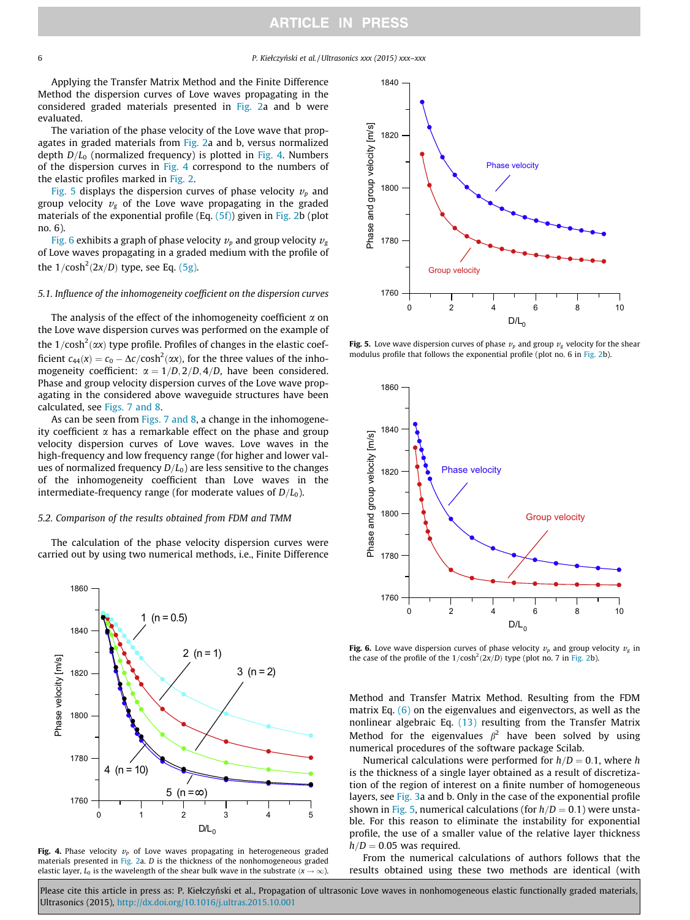Applying the Transfer Matrix Method and the Finite Difference Method the dispersion curves of Love waves propagating in the considered graded materials presented in Fig. 2a and b were evaluated.

The variation of the phase velocity of the Love wave that propagates in graded materials from Fig. 2a and b, versus normalized depth $D/L_0$ (normalized frequency) is plotted in Fig. 4. Numbers of the dispersion curves in Fig. 4 correspond to the numbers of the elastic profiles marked in Fig. 2.

Fig. 5 displays the dispersion curves of phase velocity $v_p$ and group velocity $v_g$ of the Love wave propagating in the graded materials of the exponential profile (Eq. (5f)) given in Fig. 2b (plot no. 6).

Fig. 6 exhibits a graph of phase velocity $v_p$ and group velocity $v_g$ of Love waves propagating in a graded medium with the profile of the $1/\cosh^2(2x/D)$ type, see Eq. (5g).

### 5.1. Influence of the inhomogeneity coefficient on the dispersion curves

The analysis of the effect of the inhomogeneity coefficient $\alpha$ on the Love wave dispersion curves was performed on the example of the $1/\cosh^2(\alpha x)$ type profile. Profiles of changes in the elastic coefficient $c_{44}(x) = c_0 - \Delta c/\cosh^2(\alpha x)$, for the three values of the inhomogeneity coefficient: $\alpha = 1/D, 2/D, 4/D$, have been considered. Phase and group velocity dispersion curves of the Love wave propagating in the considered above waveguide structures have been calculated, see Figs. 7 and 8.

As can be seen from Figs. 7 and 8, a change in the inhomogeneity coefficient $\alpha$ has a remarkable effect on the phase and group velocity dispersion curves of Love waves. Love waves in the high-frequency and low frequency range (for higher and lower values of normalized frequency $D/L_0$) are less sensitive to the changes of the inhomogeneity coefficient than Love waves in the intermediate-frequency range (for moderate values of $D/L_0$).

### 5.2. Comparison of the results obtained from FDM and TMM

The calculation of the phase velocity dispersion curves were carried out by using two numerical methods, i.e., Finite Difference Method and Transfer Matrix Method. Resulting from the FDM matrix Eq. (6) on the eigenvalues and eigenvectors, as well as the nonlinear algebraic Eq. (13) resulting from the Transfer Matrix Method for the eigenvalues $\beta^2$ have been solved by using numerical procedures of the software package Scilab.

Numerical calculations were performed for $h/D = 0.1$, where $h$ is the thickness of a single layer obtained as a result of discretization of the region of interest on a finite number of homogeneous layers, see Fig. 3a and b. Only in the case of the exponential profile shown in Fig. 5, numerical calculations (for $h/D = 0.1$) were unstable. For this reason to eliminate the instability for exponential profile, the use of a smaller value of the relative layer thickness $h/D = 0.05$ was required.

From the numerical calculations of authors follows that the results obtained using these two methods are identical (with

**Fig. 4.** Phase velocity $v_p$ of Love waves propagating in heterogeneous graded materials presented in Fig. 2a. $D$ is the thickness of the nonhomogeneous graded elastic layer, $L_0$ is the wavelength of the shear bulk wave in the substrate ($x \to \infty$).

**Fig. 5.** Love wave dispersion curves of phase $v_p$ and group $v_g$ velocity for the shear modulus profile that follows the exponential profile (plot no. 6 in Fig. 2b).

**Fig. 6.** Love wave dispersion curves of phase velocity $v_p$ and group velocity $v_g$ in the case of the profile of the $1/\cosh^2(2x/D)$ type (plot no. 7 in Fig. 2b).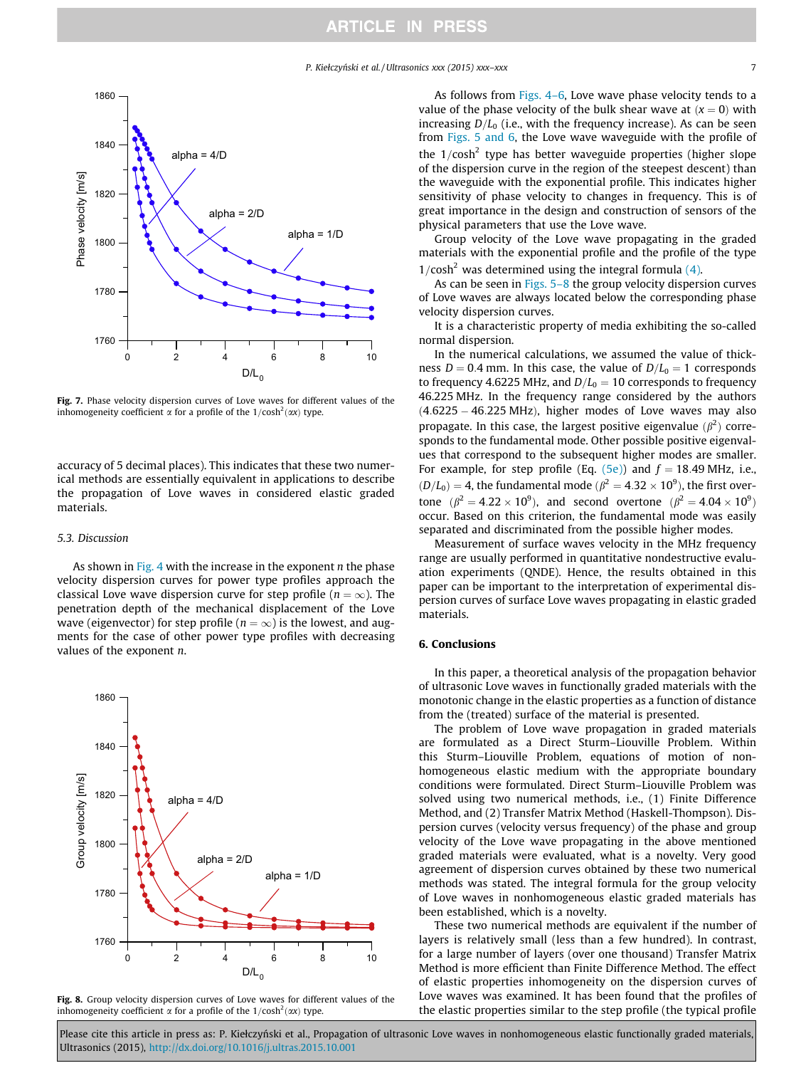Fig. 7. Phase velocity dispersion curves of Love waves for different values of the inhomogeneity coefficient $\alpha$ for a profile of the $1/\cosh^2(\alpha x)$ type.

accuracy of 5 decimal places). This indicates that these two numerical methods are essentially equivalent in applications to describe the propagation of Love waves in considered elastic graded materials.

### 5.3. Discussion

As shown in Fig. 4 with the increase in the exponent $n$ the phase velocity dispersion curves for power type profiles approach the classical Love wave dispersion curve for step profile ($n = \infty$). The penetration depth of the mechanical displacement of the Love wave (eigenvector) for step profile ($n = \infty$) is the lowest, and augments for the case of other power type profiles with decreasing values of the exponent $n$.

Fig. 8. Group velocity dispersion curves of Love waves for different values of the inhomogeneity coefficient $\alpha$ for a profile of the $1/\cosh^2(\alpha x)$ type.

As follows from Figs. 4–6, Love wave phase velocity tends to a value of the phase velocity of the bulk shear wave at $(x = 0)$ with increasing $D/L_0$ (i.e., with the frequency increase). As can be seen from Figs. 5 and 6, the Love wave waveguide with the profile of the $1/\cosh^2$ type has better waveguide properties (higher slope of the dispersion curve in the region of the steepest descent) than the waveguide with the exponential profile. This indicates higher sensitivity of phase velocity to changes in frequency. This is of great importance in the design and construction of sensors of the physical parameters that use the Love wave.

Group velocity of the Love wave propagating in the graded materials with the exponential profile and the profile of the type $1/\cosh^2$ was determined using the integral formula (4).

As can be seen in Figs. 5–8 the group velocity dispersion curves of Love waves are always located below the corresponding phase velocity dispersion curves.

It is a characteristic property of media exhibiting the so-called normal dispersion.

In the numerical calculations, we assumed the value of thickness $D = 0.4$ mm. In this case, the value of $D/L_0 = 1$ corresponds to frequency 4.6225 MHz, and $D/L_0 = 10$ corresponds to frequency 46.225 MHz. In the frequency range considered by the authors $(4.6225 - 46.225$ MHz), higher modes of Love waves may also propagate. In this case, the largest positive eigenvalue $(\beta^2)$ corresponds to the fundamental mode. Other possible positive eigenvalues that correspond to the subsequent higher modes are smaller. For example, for step profile (Eq. (5e)) and $f = 18.49$ MHz, i.e., $(D/L_0) = 4$, the fundamental mode ($\beta^2 = 4.32 \times 10^9$), the first overtone ($\beta^2 = 4.22 \times 10^9$), and second overtone ($\beta^2 = 4.04 \times 10^9$) occur. Based on this criterion, the fundamental mode was easily separated and discriminated from the possible higher modes.

Measurement of surface waves velocity in the MHz frequency range are usually performed in quantitative nondestructive evaluation experiments (QNDE). Hence, the results obtained in this paper can be important to the interpretation of experimental dispersion curves of surface Love waves propagating in elastic graded materials.

## 6. Conclusions

In this paper, a theoretical analysis of the propagation behavior of ultrasonic Love waves in functionally graded materials with the monotonic change in the elastic properties as a function of distance from the (treated) surface of the material is presented.

The problem of Love wave propagation in graded materials are formulated as a Direct Sturm–Liouville Problem. Within this Sturm–Liouville Problem, equations of motion of nonhomogeneous elastic medium with the appropriate boundary conditions were formulated. Direct Sturm–Liouville Problem was solved using two numerical methods, i.e., (1) Finite Difference Method, and (2) Transfer Matrix Method (Haskell-Thompson). Dispersion curves (velocity versus frequency) of the phase and group velocity of the Love wave propagating in the above mentioned graded materials were evaluated, what is a novelty. Very good agreement of dispersion curves obtained by these two numerical methods was stated. The integral formula for the group velocity of Love waves in nonhomogeneous elastic graded materials has been established, which is a novelty.

These two numerical methods are equivalent if the number of layers is relatively small (less than a few hundred). In contrast, for a large number of layers (over one thousand) Transfer Matrix Method is more efficient than Finite Difference Method. The effect of elastic properties inhomogeneity on the dispersion curves of Love waves was examined. It has been found that the profiles of the elastic properties similar to the step profile (the typical profile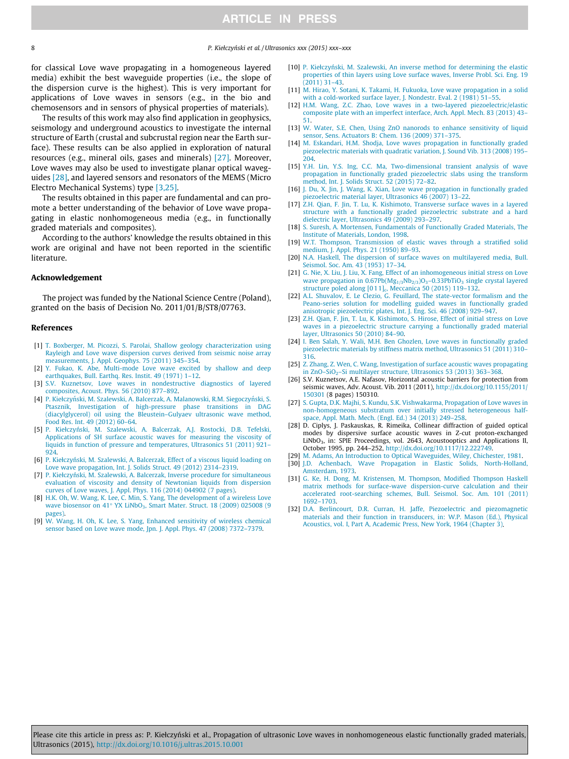for classical Love wave propagating in a homogeneous layered media) exhibit the best waveguide properties (i.e., the slope of the dispersion curve is the highest). This is very important for applications of Love waves in sensors (e.g., in the bio and chemosensors and in sensors of physical properties of materials).

The results of this work may also find application in geophysics, seismology and underground acoustics to investigate the internal structure of Earth (crustal and subcrustal region near the Earth surface). These results can be also applied in exploration of natural resources (e.g., mineral oils, gases and minerals) [27]. Moreover, Love waves may also be used to investigate planar optical waveguides [28], and layered sensors and resonators of the MEMS (Micro Electro Mechanical Systems) type [3,25].

The results obtained in this paper are fundamental and can promote a better understanding of the behavior of Love wave propagating in elastic nonhomogeneous media (e.g., in functionally graded materials and composites).

According to the authors' knowledge the results obtained in this work are original and have not been reported in the scientific literature.

## Acknowledgement

The project was funded by the National Science Centre (Poland), granted on the basis of Decision No. 2011/01/B/ST8/07763.

## References

[1] T. Boxberger, M. Picozzi, S. Parolai, Shallow geology characterization using Rayleigh and Love wave dispersion curves derived from seismic noise array measurements, J. Appl. Geophys. 75 (2011) 345–354.

[2] Y. Fukao, K. Abe, Multi-mode Love wave excited by shallow and deep earthquakes, Bull. Earthq. Res. Instit. 49 (1971) 1–12.

[3] S.V. Kuznetsov, Love waves in nondestructive diagnostics of layered composites, Acoust. Phys. 56 (2010) 877–892.

[4] P. Kiełczyński, M. Szalewski, A. Balcerzak, A. Malanowski, R.M. Siegoczyński, S. Ptasznik, Investigation of high-pressure phase transitions in DAG (diacylglycerol) oil using the Bleustein–Gulyaev ultrasonic wave method, Food Res. Int. 49 (2012) 60–64.

[5] P. Kiełczyński, M. Szalewski, A. Balcerzak, A.J. Rostocki, D.B. Tefelski, Applications of SH surface acoustic waves for measuring the viscosity of liquids in function of pressure and temperatures, Ultrasonics 51 (2011) 921–924.

[6] P. Kiełczyński, M. Szalewski, A. Balcerzak, Effect of a viscous liquid loading on Love wave propagation, Int. J. Solids Struct. 49 (2012) 2314–2319.

[7] P. Kiełczyński, M. Szalewski, A. Balcerzak, Inverse procedure for simultaneous evaluation of viscosity and density of Newtonian liquids from dispersion curves of Love waves, J. Appl. Phys. 116 (2014) 044902 (7 pages).

[8] H.K. Oh, W. Wang, K. Lee, C. Min, S. Yang, The development of a wireless Love wave biosensor on 41° YX $LiNbO_3$, Smart Mater. Struct. 18 (2009) 025008 (9 pages).

[9] W. Wang, H. Oh, K. Lee, S. Yang, Enhanced sensitivity of wireless chemical sensor based on Love wave mode, Jpn. J. Appl. Phys. 47 (2008) 7372–7379.

[10] P. Kiełczyński, M. Szalewski, An inverse method for determining the elastic properties of thin layers using Love surface waves, Inverse Probl. Sci. Eng. 19 (2011) 31–43.

[11] M. Hirao, Y. Sotani, K. Takami, H. Fukuoka, Love wave propagation in a solid with a cold-worked surface layer, J. Nondestr. Eval. 2 (1981) 51–55.

[12] H.M. Wang, Z.C. Zhao, Love waves in a two-layered piezoelectric/elastic composite plate with an imperfect interface, Arch. Appl. Mech. 83 (2013) 43–51.

[13] W. Water, S.E. Chen, Using ZnO nanorods to enhance sensitivity of liquid sensor, Sens. Actuators B: Chem. 136 (2009) 371–375.

[14] M. Eskandari, H.M. Shodja, Love waves propagation in functionally graded piezoelectric materials with quadratic variation, J. Sound Vib. 313 (2008) 195–204.

[15] Y.H. Lin, Y.S. Ing, C.C. Ma, Two-dimensional transient analysis of wave propagation in functionally graded piezoelectric slabs using the transform method, Int. J. Solids Struct. 52 (2015) 72–82.

[16] J. Du, X. Jin, J. Wang, K. Xian, Love wave propagation in functionally graded piezoelectric material layer, Ultrasonics 46 (2007) 13–22.

[17] Z.H. Qian, F. Jin, T. Lu, K. Kishimoto, Transverse surface waves in a layered structure with a functionally graded piezoelectric substrate and a hard dielectric layer, Ultrasonics 49 (2009) 293–297.

[18] S. Suresh, A. Mortensen, Fundamentals of Functionally Graded Materials, The Institute of Materials, London, 1998.

[19] W.T. Thompson, Transmission of elastic waves through a stratified solid medium, J. Appl. Phys. 21 (1950) 89–93.

[20] N.A. Haskell, The dispersion of surface waves on multilayered media, Bull. Seismol. Soc. Am. 43 (1953) 17–34.

[21] G. Nie, X. Liu, J. Liu, X. Fang, Effect of an inhomogeneous initial stress on Love wave propagation in $0.67Pb(Mg_{1/3}Nb_{2/3})O_3$–$0.33PbTiO_3$ single crystal layered structure poled along $[011]_c$, Meccanica 50 (2015) 119–132.

[22] A.L. Shuvalov, E. Le Clezio, G. Feuillard, The state-vector formalism and the Peano-series solution for modelling guided waves in functionally graded anisotropic piezoelectric plates, Int. J. Eng. Sci. 46 (2008) 929–947.

[23] Z.H. Qian, F. Jin, T. Lu, K. Kishimoto, S. Hirose, Effect of initial stress on Love waves in a piezoelectric structure carrying a functionally graded material layer, Ultrasonics 50 (2010) 84–90.

[24] I. Ben Salah, Y. Wali, M.H. Ben Ghozlen, Love waves in functionally graded piezoelectric materials by stiffness matrix method, Ultrasonics 51 (2011) 310–316.

[25] Z. Zhang, Z. Wen, C. Wang, Investigation of surface acoustic waves propagating in $ZnO$–$SiO_2$–Si multilayer structure, Ultrasonics 53 (2013) 363–368.

[26] S.V. Kuznetsov, A.E. Nafasov, Horizontal acoustic barriers for protection from seismic waves, Adv. Acoust. Vib. 2011 (2011), http://dx.doi.org/10.1155/2011/150301 (8 pages) 150310.

[27] S. Gupta, D.K. Majhi, S. Kundu, S.K. Vishwakarma, Propagation of Love waves in non-homogeneous substratum over initially stressed heterogeneous half-space, Appl. Math. Mech. (Engl. Ed.) 34 (2013) 249–258.

[28] D. Ciplys, J. Paskauskas, R. Rimeika, Collinear diffraction of guided optical modes by dispersive surface acoustic waves in Z-cut proton-exchanged $LiNbO_3$, in: SPIE Proceedings, vol. 2643, Acoustooptics and Applications II, October 1995, pp. 244–252, http://dx.doi.org/10.1117/12.222749.

[29] M. Adams, An Introduction to Optical Waveguides, Wiley, Chichester, 1981.

[30] J.D. Achenbach, Wave Propagation in Elastic Solids, North-Holland, Amsterdam, 1973.

[31] G. Ke, H. Dong, M. Kristensen, M. Thompson, Modified Thompson Haskell matrix methods for surface-wave dispersion-curve calculation and their accelerated root-searching schemes, Bull. Seismol. Soc. Am. 101 (2011) 1692–1703.

[32] D.A. Berlincourt, D.R. Curran, H. Jaffe, Piezoelectric and piezomagnetic materials and their function in transducers, in: W.P. Mason (Ed.), Physical Acoustics, vol. I, Part A, Academic Press, New York, 1964 (Chapter 3).